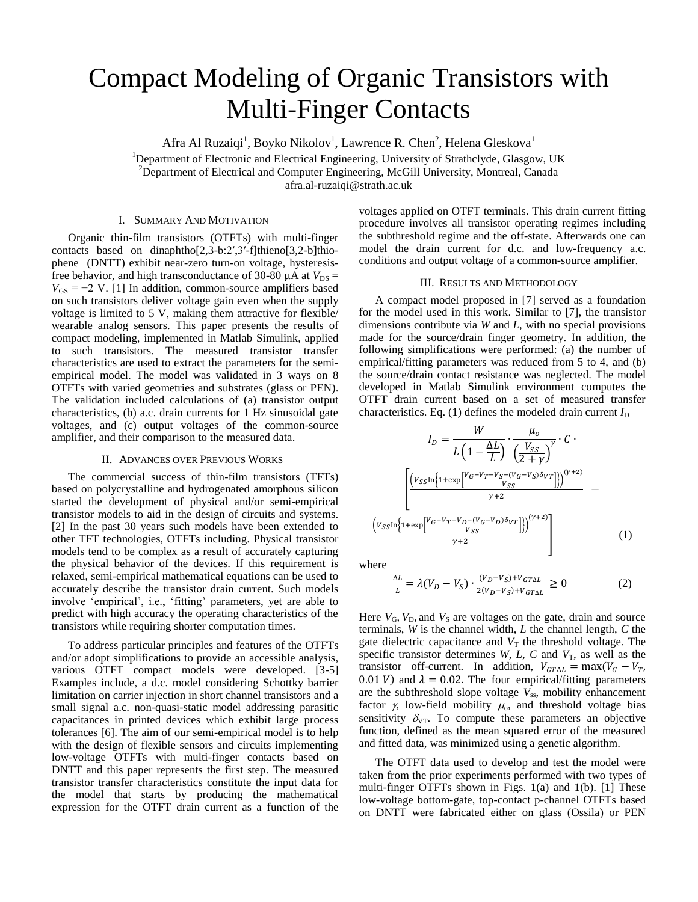# Compact Modeling of Organic Transistors with Multi-Finger Contacts

Afra Al Ruzaiqi[1], Boyko Nikolov[1], Lawrence R. Chen[2], Helena Gleskova[1]

[1]Department of Electronic and Electrical Engineering, University of Strathclyde, Glasgow, UK
[2]Department of Electrical and Computer Engineering, McGill University, Montreal, Canada
afra.al-ruzaiqi@strath.ac.uk

## I. Summary And Motivation

Organic thin-film transistors (OTFTs) with multi-finger contacts based on dinaphtho[2,3-b:2′,3′-f]thieno[3,2-b]thiophene (DNTT) exhibit near-zero turn-on voltage, hysteresis-free behavior, and high transconductance of 30-80 μA at $V_{DS} = V_{GS} = -2$ V. [1] In addition, common-source amplifiers based on such transistors deliver voltage gain even when the supply voltage is limited to 5 V, making them attractive for flexible/ wearable analog sensors. This paper presents the results of compact modeling, implemented in Matlab Simulink, applied to such transistors. The measured transistor transfer characteristics are used to extract the parameters for the semi-empirical model. The model was validated in 3 ways on 8 OTFTs with varied geometries and substrates (glass or PEN). The validation included calculations of (a) transistor output characteristics, (b) a.c. drain currents for 1 Hz sinusoidal gate voltages, and (c) output voltages of the common-source amplifier, and their comparison to the measured data.

## II. Advances over Previous Works

The commercial success of thin-film transistors (TFTs) based on polycrystalline and hydrogenated amorphous silicon started the development of physical and/or semi-empirical transistor models to aid in the design of circuits and systems. [2] In the past 30 years such models have been extended to other TFT technologies, OTFTs including. Physical transistor models tend to be complex as a result of accurately capturing the physical behavior of the devices. If this requirement is relaxed, semi-empirical mathematical equations can be used to accurately describe the transistor drain current. Such models involve 'empirical', i.e., 'fitting' parameters, yet are able to predict with high accuracy the operating characteristics of the transistors while requiring shorter computation times.

To address particular principles and features of the OTFTs and/or adopt simplifications to provide an accessible analysis, various OTFT compact models were developed. [3-5] Examples include, a d.c. model considering Schottky barrier limitation on carrier injection in short channel transistors and a small signal a.c. non-quasi-static model addressing parasitic capacitances in printed devices which exhibit large process tolerances [6]. The aim of our semi-empirical model is to help with the design of flexible sensors and circuits implementing low-voltage OTFTs with multi-finger contacts based on DNTT and this paper represents the first step. The measured transistor transfer characteristics constitute the input data for the model that starts by producing the mathematical expression for the OTFT drain current as a function of the voltages applied on OTFT terminals. This drain current fitting procedure involves all transistor operating regimes including the subthreshold regime and the off-state. Afterwards one can model the drain current for d.c. and low-frequency a.c. conditions and output voltage of a common-source amplifier.

## III. Results and Methodology

A compact model proposed in [7] served as a foundation for the model used in this work. Similar to [7], the transistor dimensions contribute via $W$ and $L$, with no special provisions made for the source/drain finger geometry. In addition, the following simplifications were performed: (a) the number of empirical/fitting parameters was reduced from 5 to 4, and (b) the source/drain contact resistance was neglected. The model developed in Matlab Simulink environment computes the OTFT drain current based on a set of measured transfer characteristics. Eq. (1) defines the modeled drain current $I_D$

$$I_D = \frac{W}{L\left(1-\frac{\Delta L}{L}\right)} \cdot \frac{\mu_o}{\left(\frac{V_{SS}}{2+\gamma}\right)^{\gamma}} \cdot C \cdot \left[\frac{\left(V_{SS}\ln\left\{1+\exp\left[\frac{V_G-V_T-V_S-(V_G-V_S)\delta_{VT}}{V_{SS}}\right]\right\}\right)^{(\gamma+2)}}{\gamma+2} - \frac{\left(V_{SS}\ln\left\{1+\exp\left[\frac{V_G-V_T-V_D-(V_G-V_D)\delta_{VT}}{V_{SS}}\right]\right\}\right)^{(\gamma+2)}}{\gamma+2}\right] \quad (1)$$

where

$$\frac{\Delta L}{L} = \lambda(V_D - V_S) \cdot \frac{(V_D-V_S)+V_{GT\Delta L}}{2(V_D-V_S)+V_{GT\Delta L}} \geq 0 \quad (2)$$

Here $V_G$, $V_D$, and $V_S$ are voltages on the gate, drain and source terminals, $W$ is the channel width, $L$ the channel length, $C$ the gate dielectric capacitance and $V_T$ the threshold voltage. The specific transistor determines $W$, $L$, $C$ and $V_T$, as well as the transistor off-current. In addition, $V_{GT\Delta L} = \max(V_G - V_T, 0.01\ V)$ and $\lambda = 0.02$. The four empirical/fitting parameters are the subthreshold slope voltage $V_{ss}$, mobility enhancement factor $\gamma$, low-field mobility $\mu_o$, and threshold voltage bias sensitivity $\delta_{VT}$. To compute these parameters an objective function, defined as the mean squared error of the measured and fitted data, was minimized using a genetic algorithm.

The OTFT data used to develop and test the model were taken from the prior experiments performed with two types of multi-finger OTFTs shown in Figs. 1(a) and 1(b). [1] These low-voltage bottom-gate, top-contact p-channel OTFTs based on DNTT were fabricated either on glass (Ossila) or PEN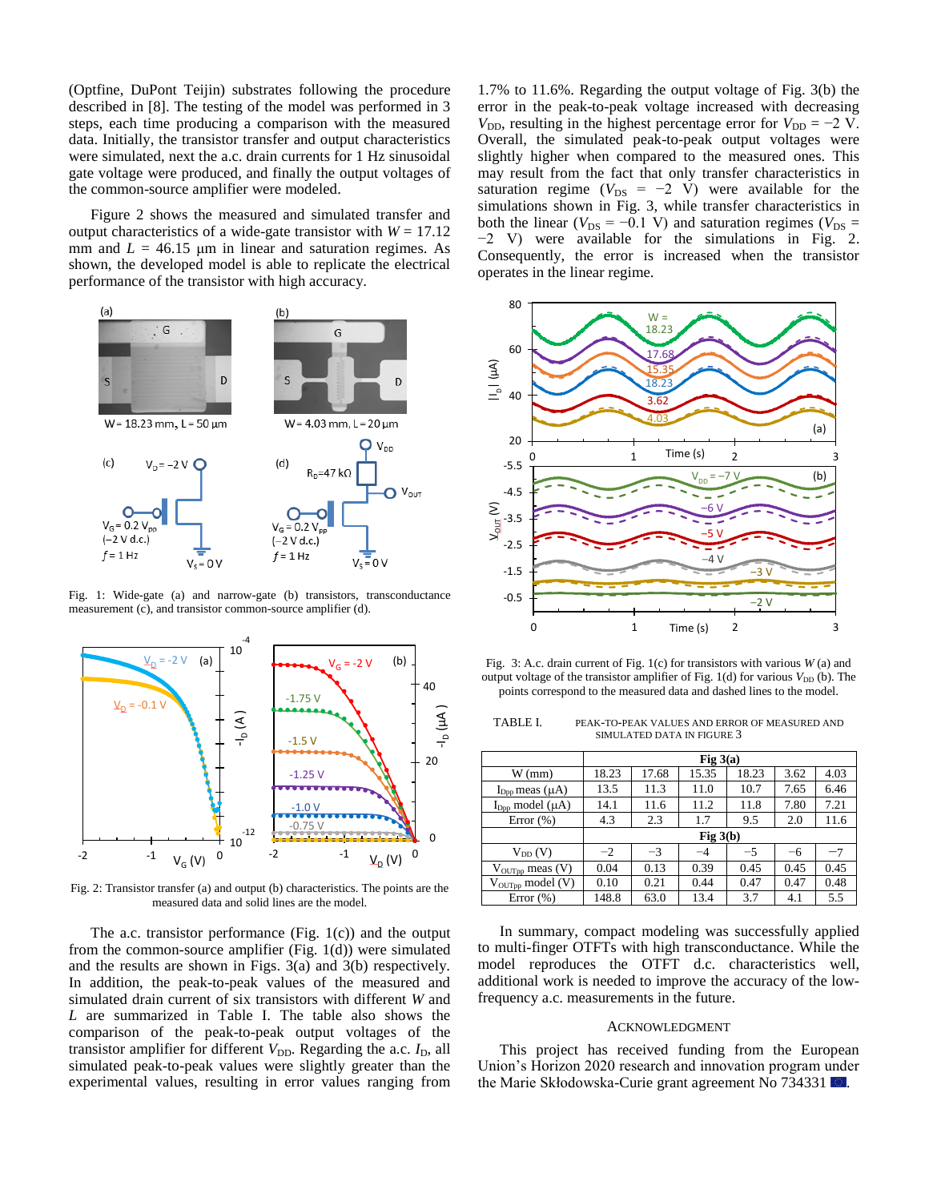(Optfine, DuPont Teijin) substrates following the procedure described in [8]. The testing of the model was performed in 3 steps, each time producing a comparison with the measured data. Initially, the transistor transfer and output characteristics were simulated, next the a.c. drain currents for 1 Hz sinusoidal gate voltage were produced, and finally the output voltages of the common-source amplifier were modeled.

Figure 2 shows the measured and simulated transfer and output characteristics of a wide-gate transistor with $W$ = 17.12 mm and $L$ = 46.15 µm in linear and saturation regimes. As shown, the developed model is able to replicate the electrical performance of the transistor with high accuracy.

Fig. 1: Wide-gate (a) and narrow-gate (b) transistors, transconductance measurement (c), and transistor common-source amplifier (d).

Fig. 2: Transistor transfer (a) and output (b) characteristics. The points are the measured data and solid lines are the model.

The a.c. transistor performance (Fig. 1(c)) and the output from the common-source amplifier (Fig. 1(d)) were simulated and the results are shown in Figs. 3(a) and 3(b) respectively. In addition, the peak-to-peak values of the measured and simulated drain current of six transistors with different $W$ and $L$ are summarized in Table I. The table also shows the comparison of the peak-to-peak output voltages of the transistor amplifier for different $V_{DD}$. Regarding the a.c. $I_D$, all simulated peak-to-peak values were slightly greater than the experimental values, resulting in error values ranging from 1.7% to 11.6%. Regarding the output voltage of Fig. 3(b) the error in the peak-to-peak voltage increased with decreasing $V_{DD}$, resulting in the highest percentage error for $V_{DD}$ = −2 V. Overall, the simulated peak-to-peak output voltages were slightly higher when compared to the measured ones. This may result from the fact that only transfer characteristics in saturation regime ($V_{DS}$ = −2 V) were available for the simulations shown in Fig. 3, while transfer characteristics in both the linear ($V_{DS}$ = −0.1 V) and saturation regimes ($V_{DS}$ = −2 V) were available for the simulations in Fig. 2. Consequently, the error is increased when the transistor operates in the linear regime.

Fig. 3: A.c. drain current of Fig. 1(c) for transistors with various $W$ (a) and output voltage of the transistor amplifier of Fig. 1(d) for various $V_{DD}$ (b). The points correspond to the measured data and dashed lines to the model.

TABLE I. PEAK-TO-PEAK VALUES AND ERROR OF MEASURED AND SIMULATED DATA IN FIGURE 3

| | Fig 3(a) | | | | | |
|---|---|---|---|---|---|---|
| W (mm) | 18.23 | 17.68 | 15.35 | 18.23 | 3.62 | 4.03 |
| $I_{Dpp}$ meas (µA) | 13.5 | 11.3 | 11.0 | 10.7 | 7.65 | 6.46 |
| $I_{Dpp}$ model (µA) | 14.1 | 11.6 | 11.2 | 11.8 | 7.80 | 7.21 |
| Error (%) | 4.3 | 2.3 | 1.7 | 9.5 | 2.0 | 11.6 |
| | **Fig 3(b)** | | | | | |
| $V_{DD}$ (V) | −2 | −3 | −4 | −5 | −6 | −7 |
| $V_{OUTpp}$ meas (V) | 0.04 | 0.13 | 0.39 | 0.45 | 0.45 | 0.45 |
| $V_{OUTpp}$ model (V) | 0.10 | 0.21 | 0.44 | 0.47 | 0.47 | 0.48 |
| Error (%) | 148.8 | 63.0 | 13.4 | 3.7 | 4.1 | 5.5 |

In summary, compact modeling was successfully applied to multi-finger OTFTs with high transconductance. While the model reproduces the OTFT d.c. characteristics well, additional work is needed to improve the accuracy of the low-frequency a.c. measurements in the future.

## Acknowledgment

This project has received funding from the European Union's Horizon 2020 research and innovation program under the Marie Skłodowska-Curie grant agreement No 734331.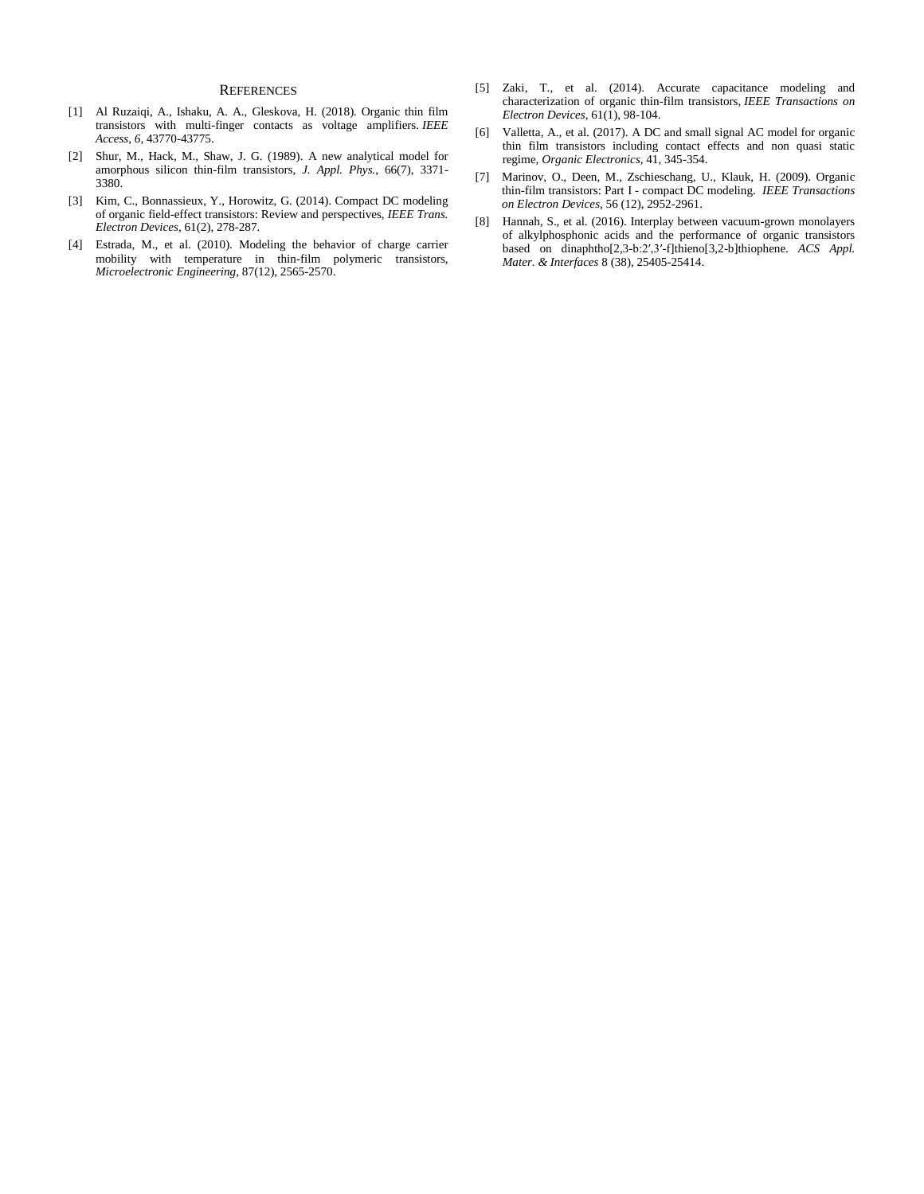## REFERENCES

[1] Al Ruzaiqi, A., Ishaku, A. A., Gleskova, H. (2018). Organic thin film transistors with multi-finger contacts as voltage amplifiers. *IEEE Access*, *6*, 43770-43775.

[2] Shur, M., Hack, M., Shaw, J. G. (1989). A new analytical model for amorphous silicon thin-film transistors, *J. Appl. Phys.*, 66(7), 3371-3380.

[3] Kim, C., Bonnassieux, Y., Horowitz, G. (2014). Compact DC modeling of organic field-effect transistors: Review and perspectives, *IEEE Trans. Electron Devices*, 61(2), 278-287.

[4] Estrada, M., et al. (2010). Modeling the behavior of charge carrier mobility with temperature in thin-film polymeric transistors, *Microelectronic Engineering*, 87(12), 2565-2570.

[5] Zaki, T., et al. (2014). Accurate capacitance modeling and characterization of organic thin-film transistors, *IEEE Transactions on Electron Devices*, 61(1), 98-104.

[6] Valletta, A., et al. (2017). A DC and small signal AC model for organic thin film transistors including contact effects and non quasi static regime, *Organic Electronics*, 41, 345-354.

[7] Marinov, O., Deen, M., Zschieschang, U., Klauk, H. (2009). Organic thin-film transistors: Part I - compact DC modeling. *IEEE Transactions on Electron Devices*, 56 (12), 2952-2961.

[8] Hannah, S., et al. (2016). Interplay between vacuum-grown monolayers of alkylphosphonic acids and the performance of organic transistors based on dinaphtho[2,3-b:2′,3′-f]thieno[3,2-b]thiophene. *ACS Appl. Mater. & Interfaces* 8 (38), 25405-25414.